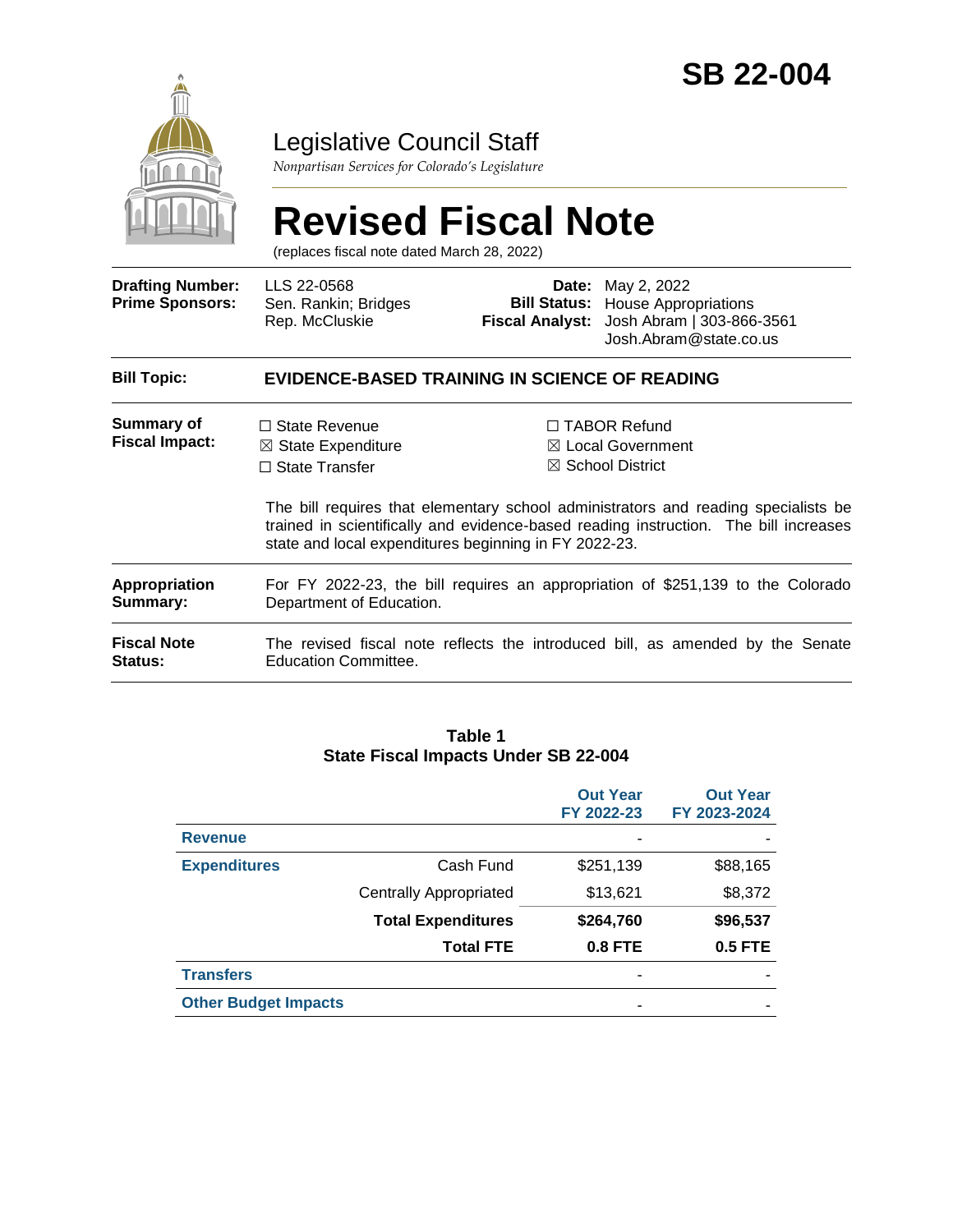# SB 22-004

## Legislative Council Staff

*Nonpartisan Services for Colorado's Legislature*

# Revised Fiscal Note

(replaces fiscal note dated March 28, 2022)

| | | | |
|---|---|---|---|
| **Drafting Number:** | LLS 22-0568 | **Date:** | May 2, 2022 |
| **Prime Sponsors:** | Sen. Rankin; Bridges<br>Rep. McCluskie | **Bill Status:** | House Appropriations |
| | | **Fiscal Analyst:** | Josh Abram \| 303-866-3561<br>Josh.Abram@state.co.us |

**Bill Topic:** **EVIDENCE-BASED TRAINING IN SCIENCE OF READING**

**Summary of Fiscal Impact:**

☐ State Revenue
☒ State Expenditure
☐ State Transfer
☐ TABOR Refund
☒ Local Government
☒ School District

The bill requires that elementary school administrators and reading specialists be trained in scientifically and evidence-based reading instruction. The bill increases state and local expenditures beginning in FY 2022-23.

**Appropriation Summary:** For FY 2022-23, the bill requires an appropriation of $251,139 to the Colorado Department of Education.

**Fiscal Note Status:** The revised fiscal note reflects the introduced bill, as amended by the Senate Education Committee.

**Table 1**
**State Fiscal Impacts Under SB 22-004**

| | | Out Year FY 2022-23 | Out Year FY 2023-2024 |
|---|---|---|---|
| **Revenue** | | - | - |
| **Expenditures** | Cash Fund | $251,139 | $88,165 |
| | Centrally Appropriated | $13,621 | $8,372 |
| | **Total Expenditures** | **$264,760** | **$96,537** |
| | **Total FTE** | **0.8 FTE** | **0.5 FTE** |
| **Transfers** | | - | - |
| **Other Budget Impacts** | | - | - |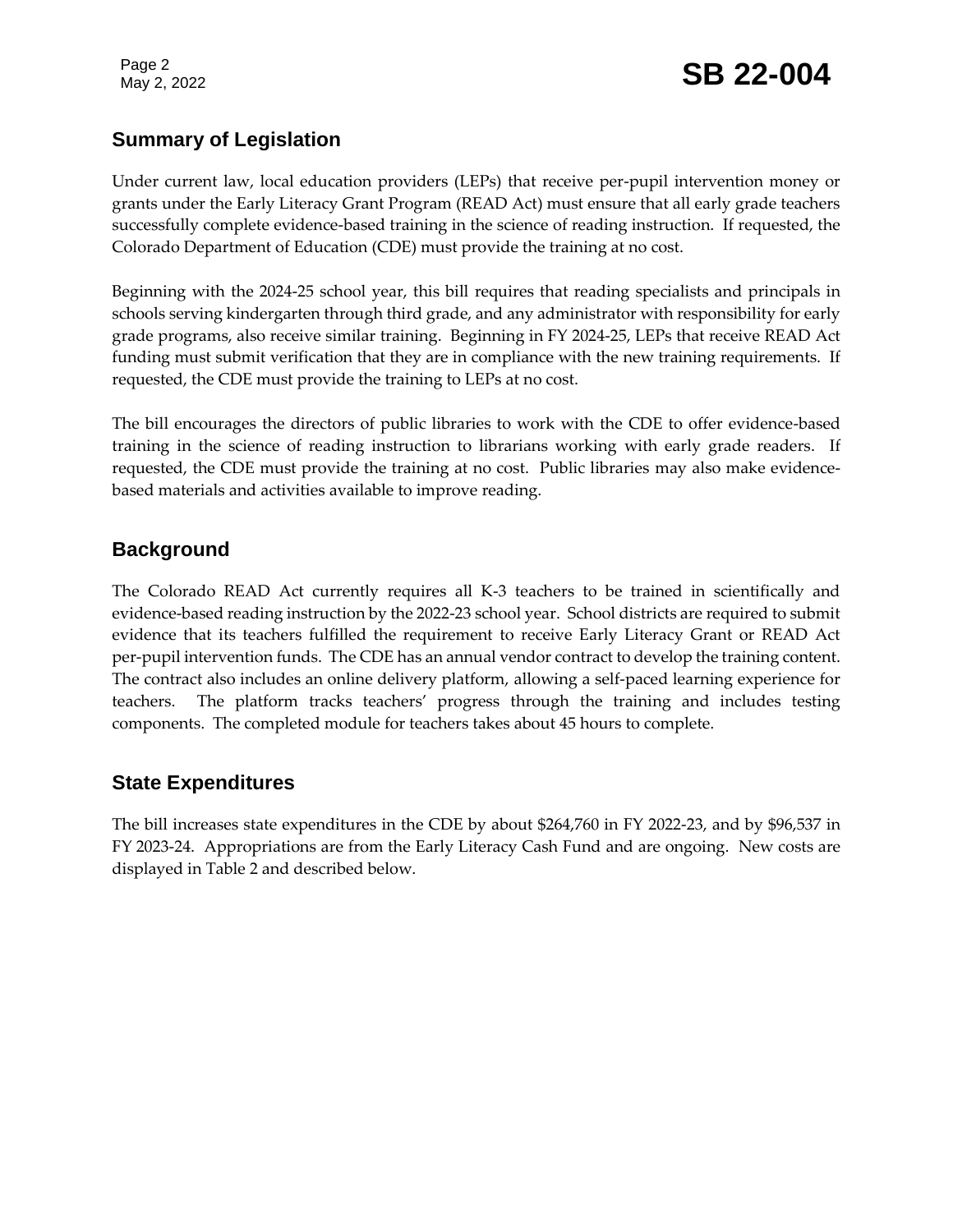## Summary of Legislation

Under current law, local education providers (LEPs) that receive per-pupil intervention money or grants under the Early Literacy Grant Program (READ Act) must ensure that all early grade teachers successfully complete evidence-based training in the science of reading instruction. If requested, the Colorado Department of Education (CDE) must provide the training at no cost.

Beginning with the 2024-25 school year, this bill requires that reading specialists and principals in schools serving kindergarten through third grade, and any administrator with responsibility for early grade programs, also receive similar training. Beginning in FY 2024-25, LEPs that receive READ Act funding must submit verification that they are in compliance with the new training requirements. If requested, the CDE must provide the training to LEPs at no cost.

The bill encourages the directors of public libraries to work with the CDE to offer evidence-based training in the science of reading instruction to librarians working with early grade readers. If requested, the CDE must provide the training at no cost. Public libraries may also make evidence-based materials and activities available to improve reading.

## Background

The Colorado READ Act currently requires all K-3 teachers to be trained in scientifically and evidence-based reading instruction by the 2022-23 school year. School districts are required to submit evidence that its teachers fulfilled the requirement to receive Early Literacy Grant or READ Act per-pupil intervention funds. The CDE has an annual vendor contract to develop the training content. The contract also includes an online delivery platform, allowing a self-paced learning experience for teachers. The platform tracks teachers' progress through the training and includes testing components. The completed module for teachers takes about 45 hours to complete.

## State Expenditures

The bill increases state expenditures in the CDE by about $264,760 in FY 2022-23, and by $96,537 in FY 2023-24. Appropriations are from the Early Literacy Cash Fund and are ongoing. New costs are displayed in Table 2 and described below.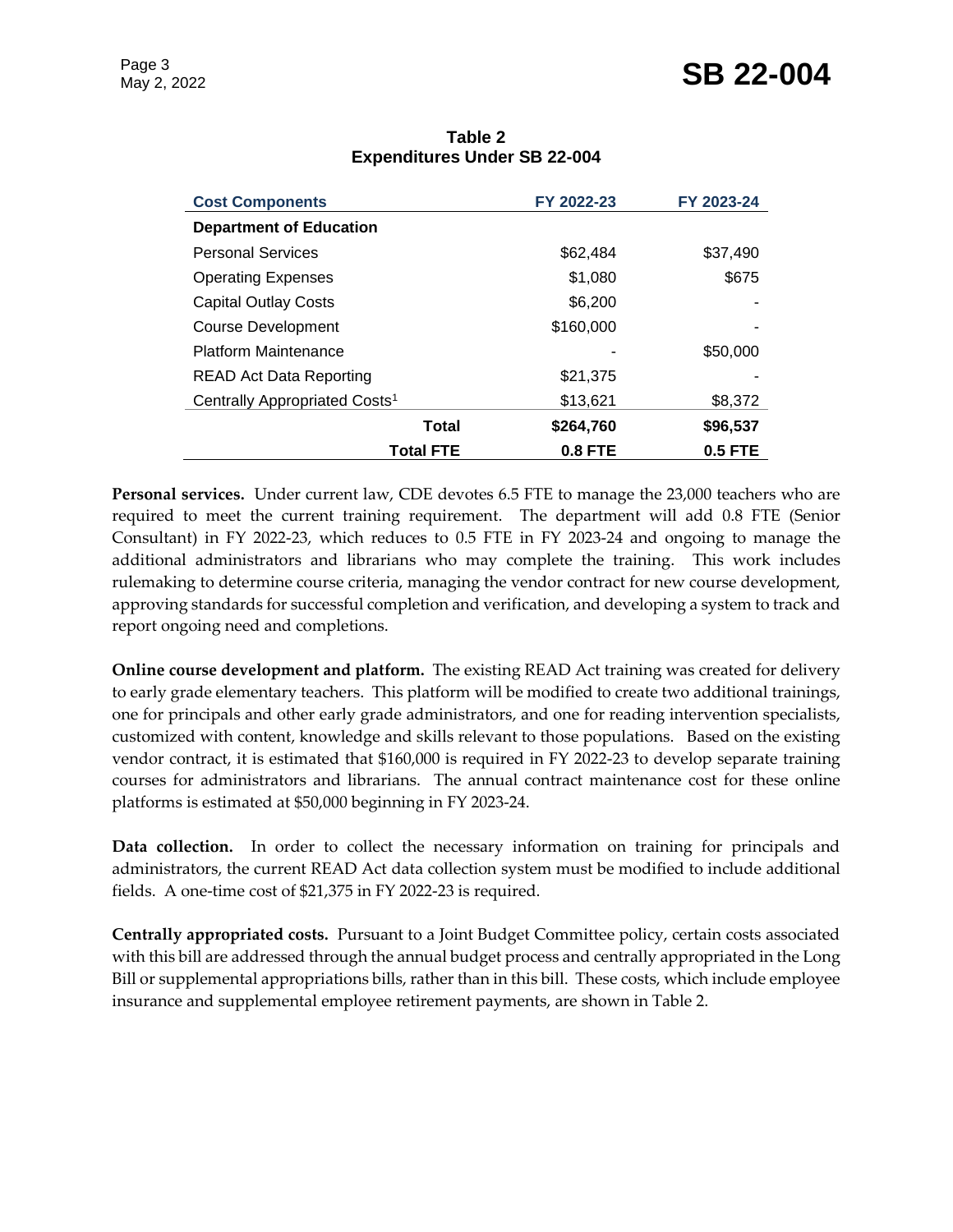**Table 2**
**Expenditures Under SB 22-004**

| Cost Components | FY 2022-23 | FY 2023-24 |
|---|---|---|
| **Department of Education** | | |
| Personal Services | $62,484 | $37,490 |
| Operating Expenses | $1,080 | $675 |
| Capital Outlay Costs | $6,200 | - |
| Course Development | $160,000 | - |
| Platform Maintenance | - | $50,000 |
| READ Act Data Reporting | $21,375 | - |
| Centrally Appropriated Costs[1] | $13,621 | $8,372 |
| **Total** | **$264,760** | **$96,537** |
| **Total FTE** | **0.8 FTE** | **0.5 FTE** |

**Personal services.** Under current law, CDE devotes 6.5 FTE to manage the 23,000 teachers who are required to meet the current training requirement. The department will add 0.8 FTE (Senior Consultant) in FY 2022-23, which reduces to 0.5 FTE in FY 2023-24 and ongoing to manage the additional administrators and librarians who may complete the training. This work includes rulemaking to determine course criteria, managing the vendor contract for new course development, approving standards for successful completion and verification, and developing a system to track and report ongoing need and completions.

**Online course development and platform.** The existing READ Act training was created for delivery to early grade elementary teachers. This platform will be modified to create two additional trainings, one for principals and other early grade administrators, and one for reading intervention specialists, customized with content, knowledge and skills relevant to those populations. Based on the existing vendor contract, it is estimated that $160,000 is required in FY 2022-23 to develop separate training courses for administrators and librarians. The annual contract maintenance cost for these online platforms is estimated at $50,000 beginning in FY 2023-24.

**Data collection.** In order to collect the necessary information on training for principals and administrators, the current READ Act data collection system must be modified to include additional fields. A one-time cost of $21,375 in FY 2022-23 is required.

**Centrally appropriated costs.** Pursuant to a Joint Budget Committee policy, certain costs associated with this bill are addressed through the annual budget process and centrally appropriated in the Long Bill or supplemental appropriations bills, rather than in this bill. These costs, which include employee insurance and supplemental employee retirement payments, are shown in Table 2.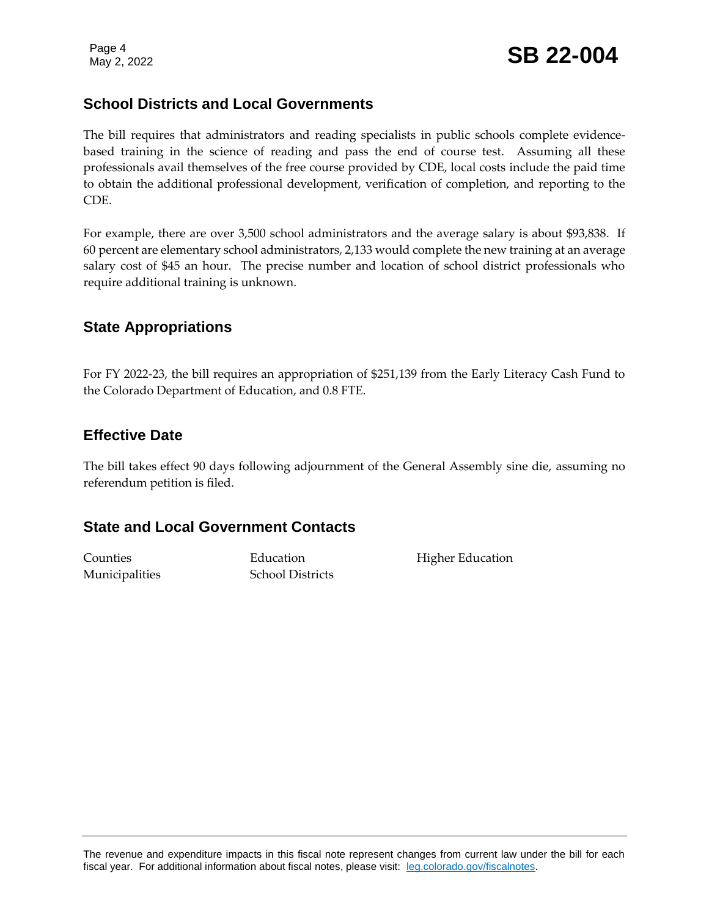## School Districts and Local Governments

The bill requires that administrators and reading specialists in public schools complete evidence-based training in the science of reading and pass the end of course test. Assuming all these professionals avail themselves of the free course provided by CDE, local costs include the paid time to obtain the additional professional development, verification of completion, and reporting to the CDE.

For example, there are over 3,500 school administrators and the average salary is about $93,838. If 60 percent are elementary school administrators, 2,133 would complete the new training at an average salary cost of $45 an hour. The precise number and location of school district professionals who require additional training is unknown.

## State Appropriations

For FY 2022-23, the bill requires an appropriation of $251,139 from the Early Literacy Cash Fund to the Colorado Department of Education, and 0.8 FTE.

## Effective Date

The bill takes effect 90 days following adjournment of the General Assembly sine die, assuming no referendum petition is filed.

## State and Local Government Contacts

Counties
Education
Higher Education
Municipalities
School Districts

The revenue and expenditure impacts in this fiscal note represent changes from current law under the bill for each fiscal year. For additional information about fiscal notes, please visit: leg.colorado.gov/fiscalnotes.